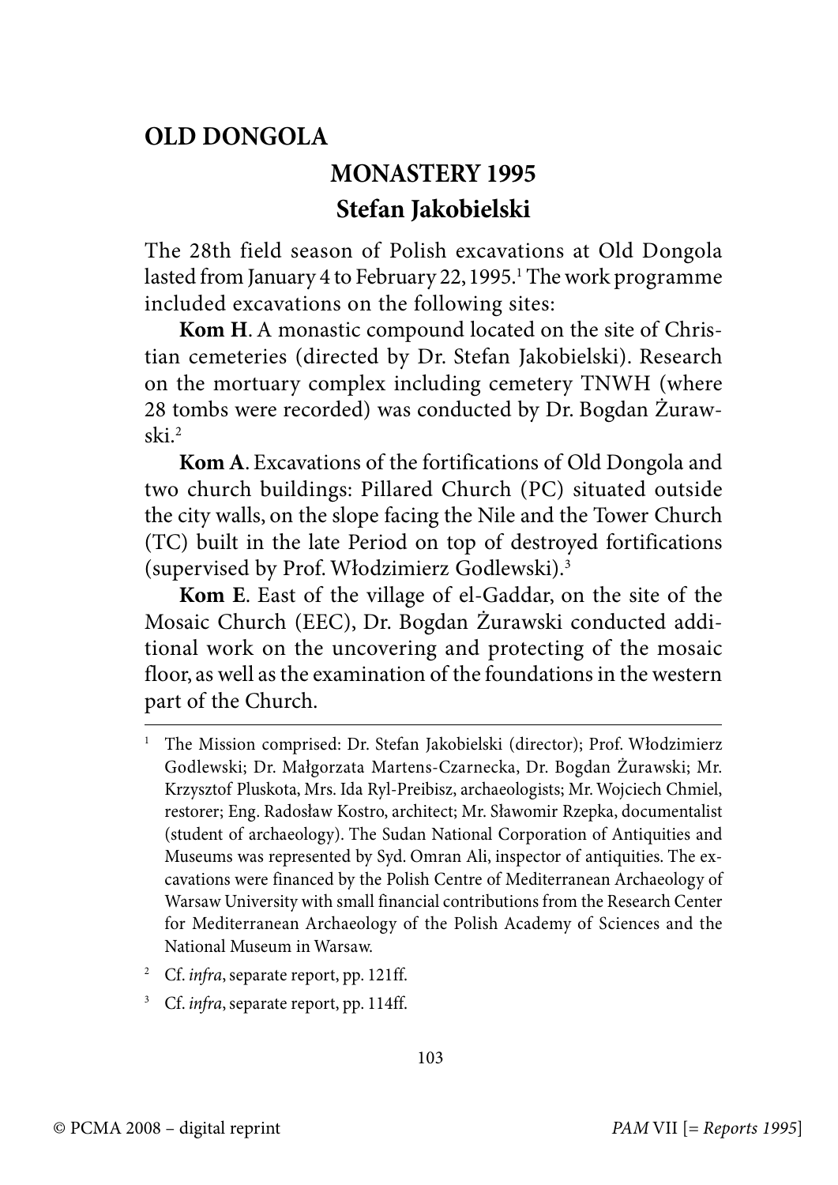# OLD DONGOLA

## MONASTERY 1995

## Stefan Jakobielski

The 28th field season of Polish excavations at Old Dongola lasted from January 4 to February 22, 1995.[1] The work programme included excavations on the following sites:

**Kom H**. A monastic compound located on the site of Christian cemeteries (directed by Dr. Stefan Jakobielski). Research on the mortuary complex including cemetery TNWH (where 28 tombs were recorded) was conducted by Dr. Bogdan Żurawski.[2]

**Kom A**. Excavations of the fortifications of Old Dongola and two church buildings: Pillared Church (PC) situated outside the city walls, on the slope facing the Nile and the Tower Church (TC) built in the late Period on top of destroyed fortifications (supervised by Prof. Włodzimierz Godlewski).[3]

**Kom E**. East of the village of el-Gaddar, on the site of the Mosaic Church (EEC), Dr. Bogdan Żurawski conducted additional work on the uncovering and protecting of the mosaic floor, as well as the examination of the foundations in the western part of the Church.

---

[1] The Mission comprised: Dr. Stefan Jakobielski (director); Prof. Włodzimierz Godlewski; Dr. Małgorzata Martens-Czarnecka, Dr. Bogdan Żurawski; Mr. Krzysztof Pluskota, Mrs. Ida Ryl-Preibisz, archaeologists; Mr. Wojciech Chmiel, restorer; Eng. Radosław Kostro, architect; Mr. Sławomir Rzepka, documentalist (student of archaeology). The Sudan National Corporation of Antiquities and Museums was represented by Syd. Omran Ali, inspector of antiquities. The excavations were financed by the Polish Centre of Mediterranean Archaeology of Warsaw University with small financial contributions from the Research Center for Mediterranean Archaeology of the Polish Academy of Sciences and the National Museum in Warsaw.

[2] Cf. *infra*, separate report, pp. 121ff.

[3] Cf. *infra*, separate report, pp. 114ff.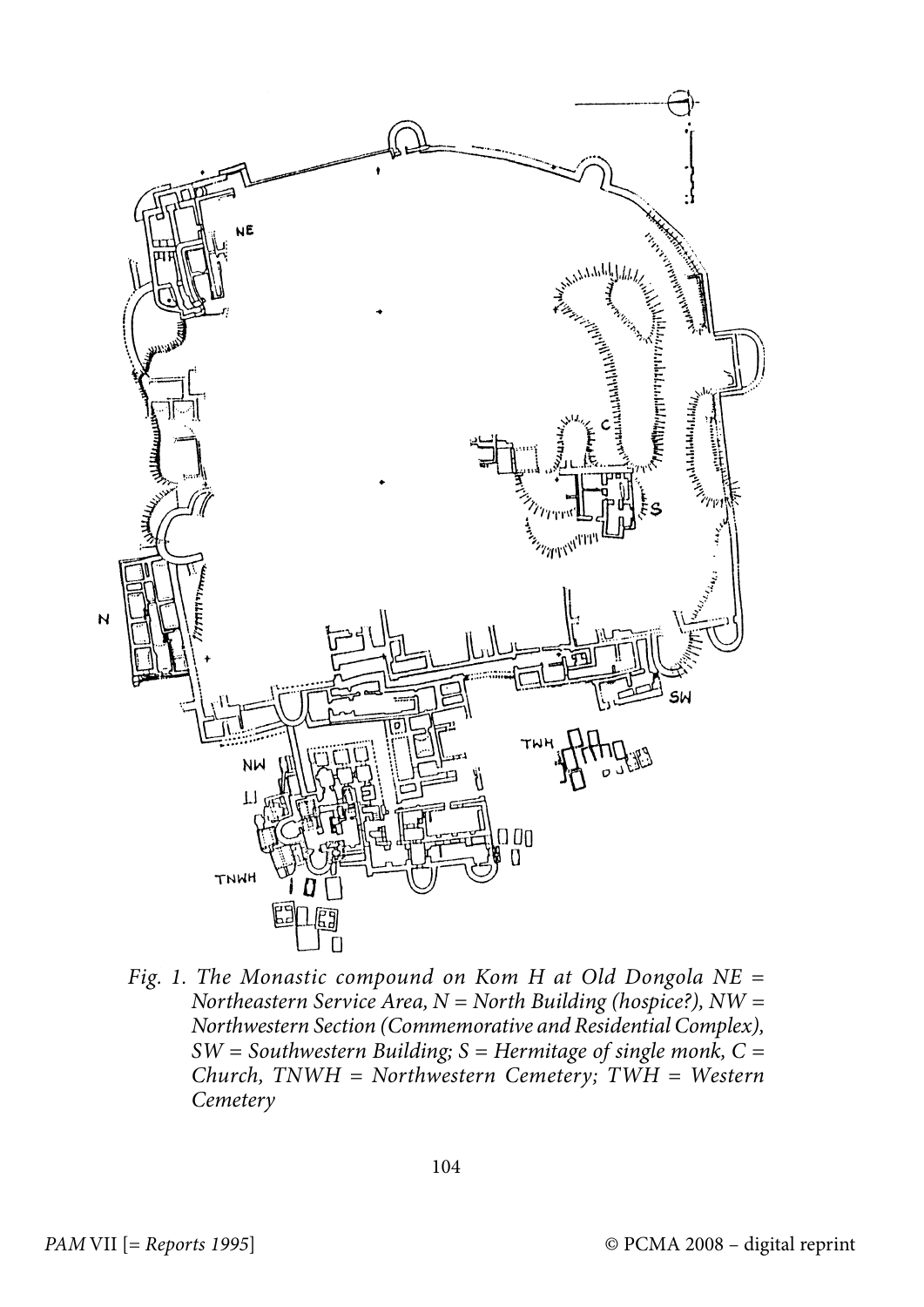*Fig. 1. The Monastic compound on Kom H at Old Dongola NE = Northeastern Service Area, N = North Building (hospice?), NW = Northwestern Section (Commemorative and Residential Complex), SW = Southwestern Building; S = Hermitage of single monk, C = Church, TNWH = Northwestern Cemetery; TWH = Western Cemetery*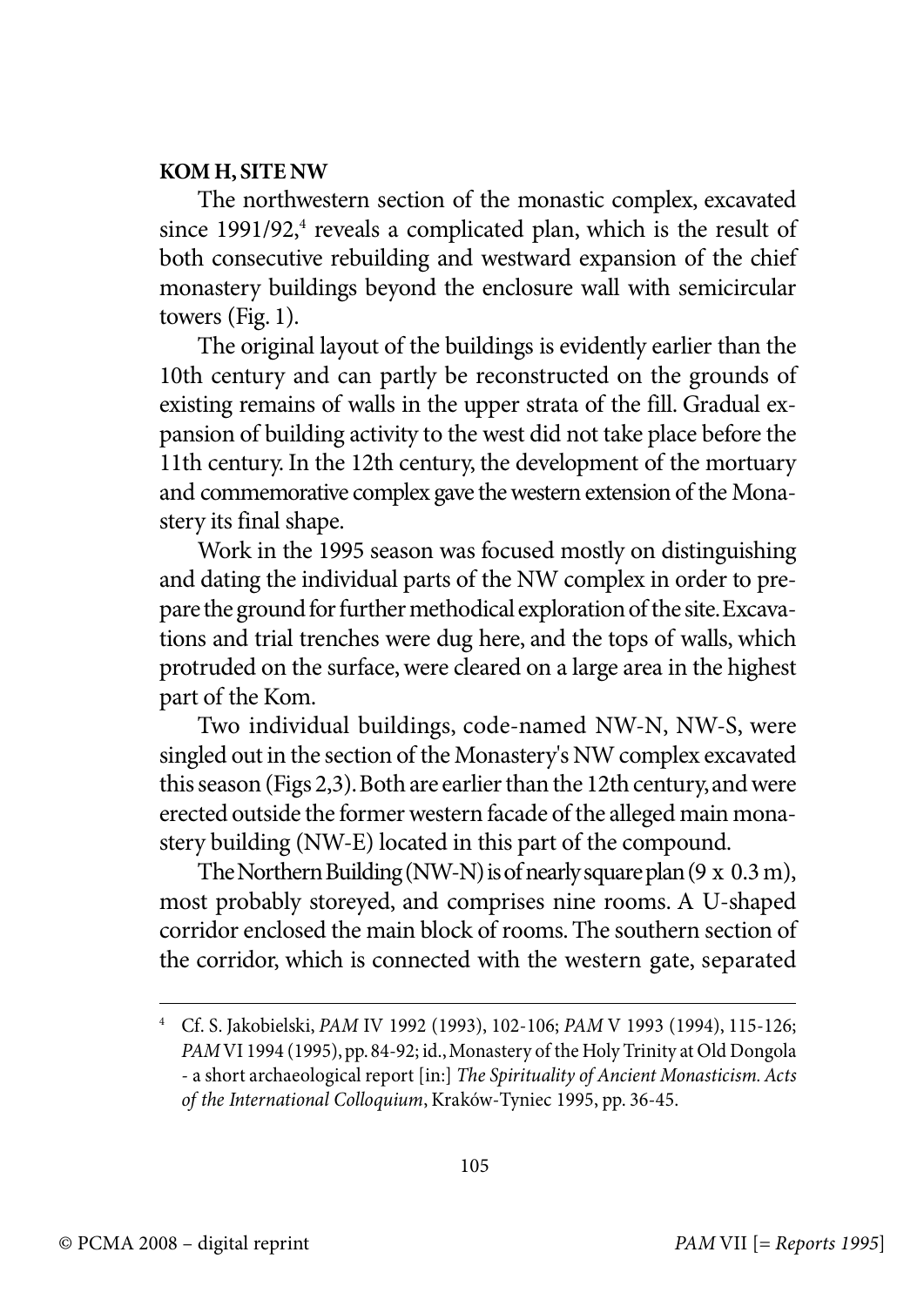**KOM H, SITE NW**

The northwestern section of the monastic complex, excavated since 1991/92,[4] reveals a complicated plan, which is the result of both consecutive rebuilding and westward expansion of the chief monastery buildings beyond the enclosure wall with semicircular towers (Fig. 1).

The original layout of the buildings is evidently earlier than the 10th century and can partly be reconstructed on the grounds of existing remains of walls in the upper strata of the fill. Gradual expansion of building activity to the west did not take place before the 11th century. In the 12th century, the development of the mortuary and commemorative complex gave the western extension of the Monastery its final shape.

Work in the 1995 season was focused mostly on distinguishing and dating the individual parts of the NW complex in order to prepare the ground for further methodical exploration of the site. Excavations and trial trenches were dug here, and the tops of walls, which protruded on the surface, were cleared on a large area in the highest part of the Kom.

Two individual buildings, code-named NW-N, NW-S, were singled out in the section of the Monastery's NW complex excavated this season (Figs 2,3). Both are earlier than the 12th century, and were erected outside the former western facade of the alleged main monastery building (NW-E) located in this part of the compound.

The Northern Building (NW-N) is of nearly square plan (9 x 0.3 m), most probably storeyed, and comprises nine rooms. A U-shaped corridor enclosed the main block of rooms. The southern section of the corridor, which is connected with the western gate, separated

---

[4] Cf. S. Jakobielski, *PAM* IV 1992 (1993), 102-106; *PAM* V 1993 (1994), 115-126; *PAM* VI 1994 (1995), pp. 84-92; id., Monastery of the Holy Trinity at Old Dongola - a short archaeological report [in:] *The Spirituality of Ancient Monasticism. Acts of the International Colloquium*, Kraków-Tyniec 1995, pp. 36-45.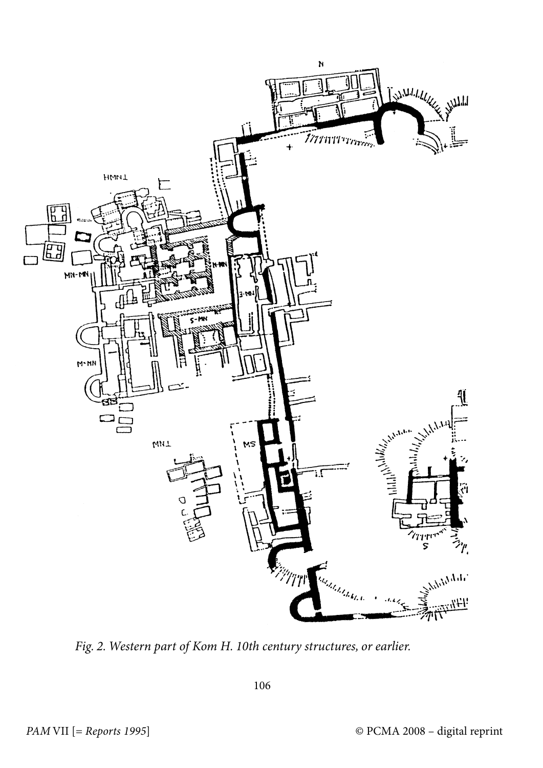*Fig. 2. Western part of Kom H. 10th century structures, or earlier.*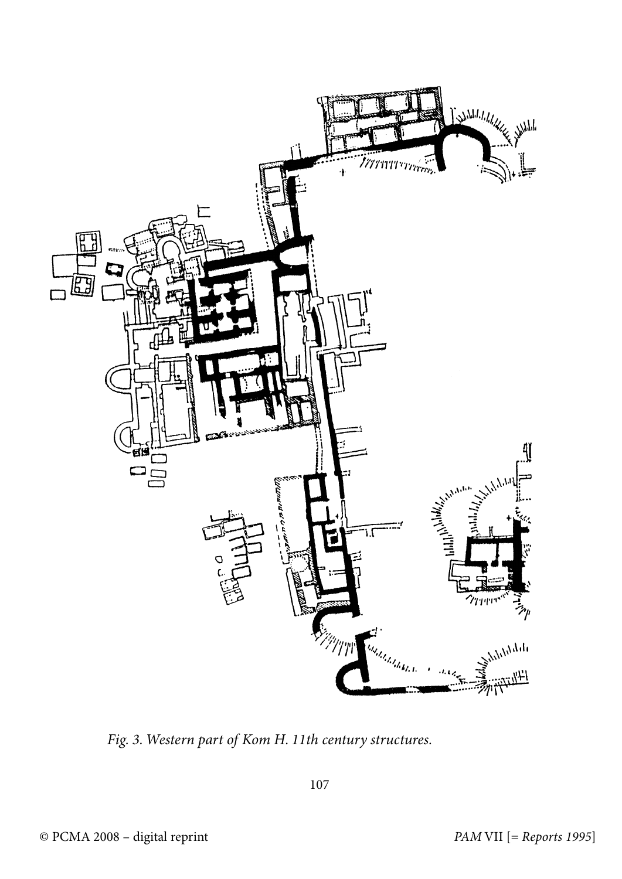*Fig. 3. Western part of Kom H. 11th century structures.*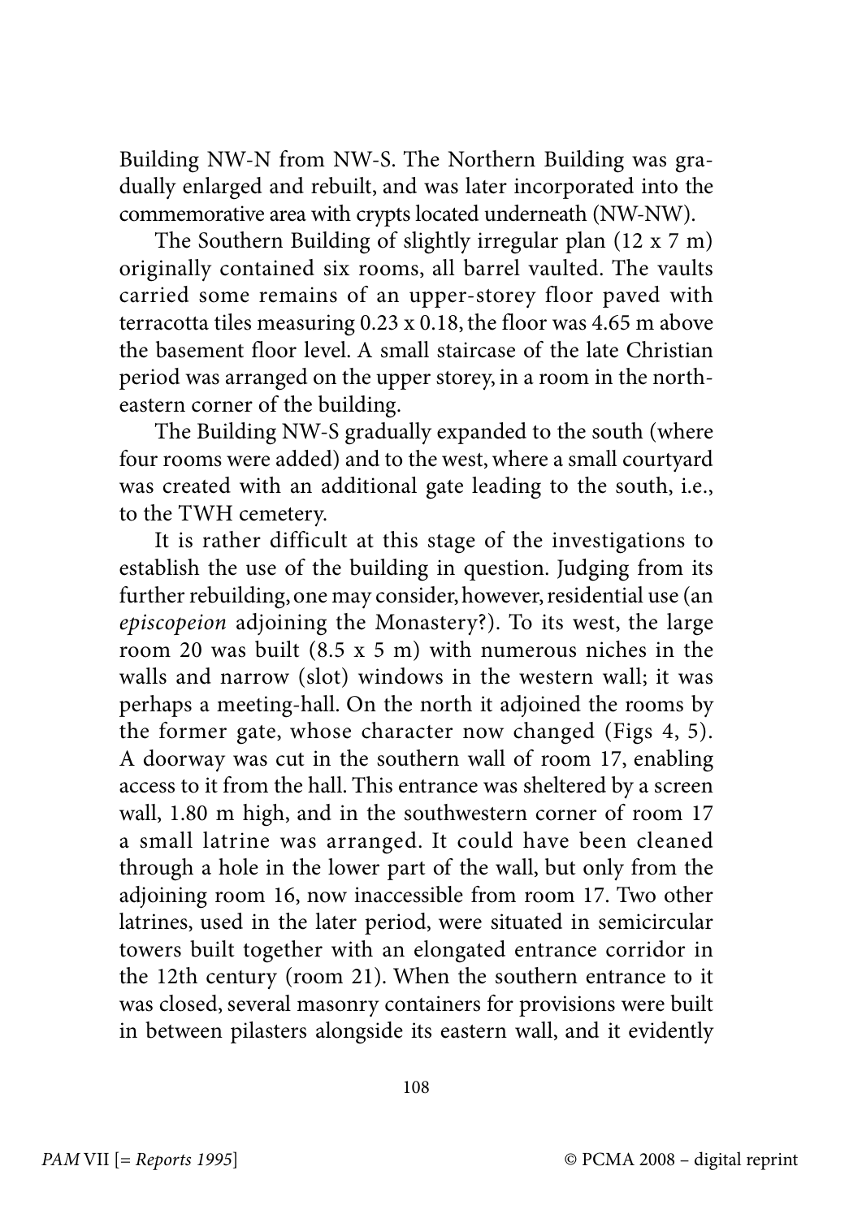Building NW-N from NW-S. The Northern Building was gradually enlarged and rebuilt, and was later incorporated into the commemorative area with crypts located underneath (NW-NW).

The Southern Building of slightly irregular plan (12 x 7 m) originally contained six rooms, all barrel vaulted. The vaults carried some remains of an upper-storey floor paved with terracotta tiles measuring 0.23 x 0.18, the floor was 4.65 m above the basement floor level. A small staircase of the late Christian period was arranged on the upper storey, in a room in the north-eastern corner of the building.

The Building NW-S gradually expanded to the south (where four rooms were added) and to the west, where a small courtyard was created with an additional gate leading to the south, i.e., to the TWH cemetery.

It is rather difficult at this stage of the investigations to establish the use of the building in question. Judging from its further rebuilding, one may consider, however, residential use (an *episcopeion* adjoining the Monastery?). To its west, the large room 20 was built (8.5 x 5 m) with numerous niches in the walls and narrow (slot) windows in the western wall; it was perhaps a meeting-hall. On the north it adjoined the rooms by the former gate, whose character now changed (Figs 4, 5). A doorway was cut in the southern wall of room 17, enabling access to it from the hall. This entrance was sheltered by a screen wall, 1.80 m high, and in the southwestern corner of room 17 a small latrine was arranged. It could have been cleaned through a hole in the lower part of the wall, but only from the adjoining room 16, now inaccessible from room 17. Two other latrines, used in the later period, were situated in semicircular towers built together with an elongated entrance corridor in the 12th century (room 21). When the southern entrance to it was closed, several masonry containers for provisions were built in between pilasters alongside its eastern wall, and it evidently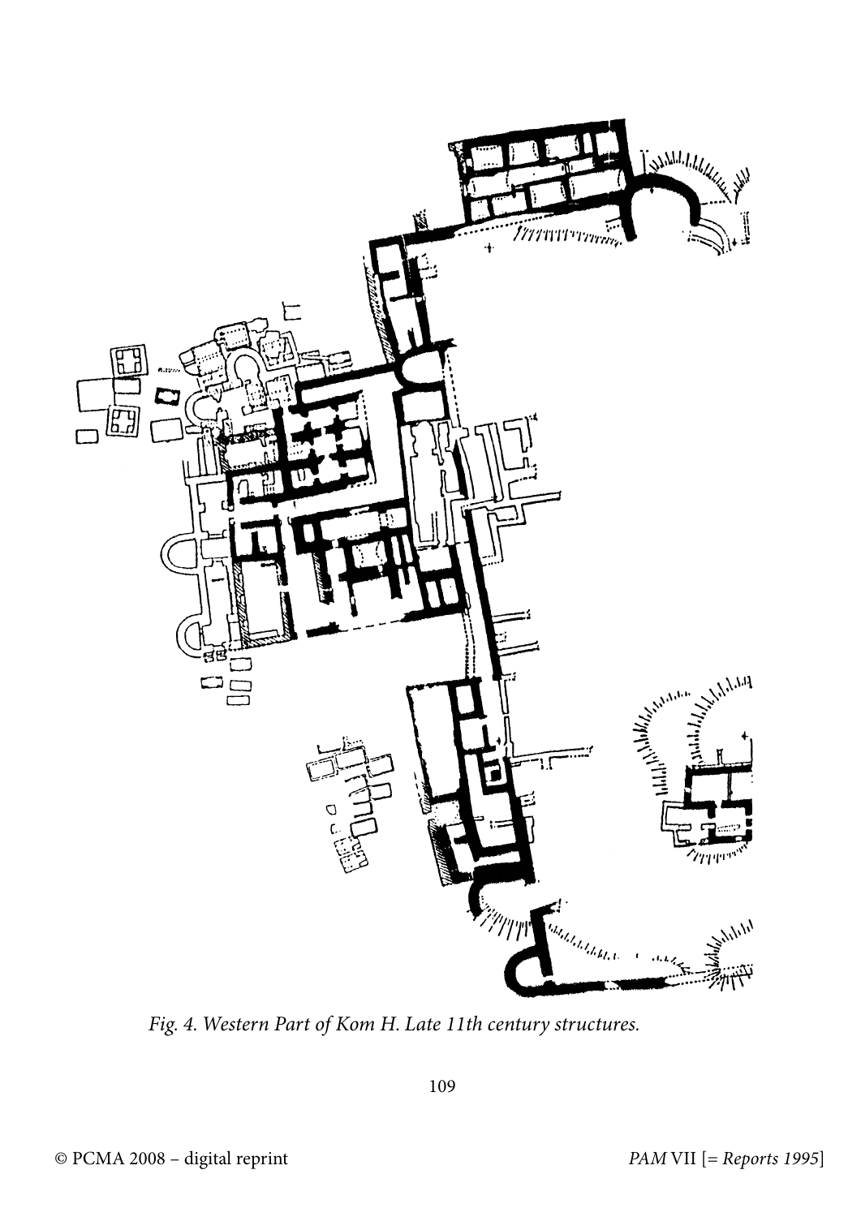*Fig. 4. Western Part of Kom H. Late 11th century structures.*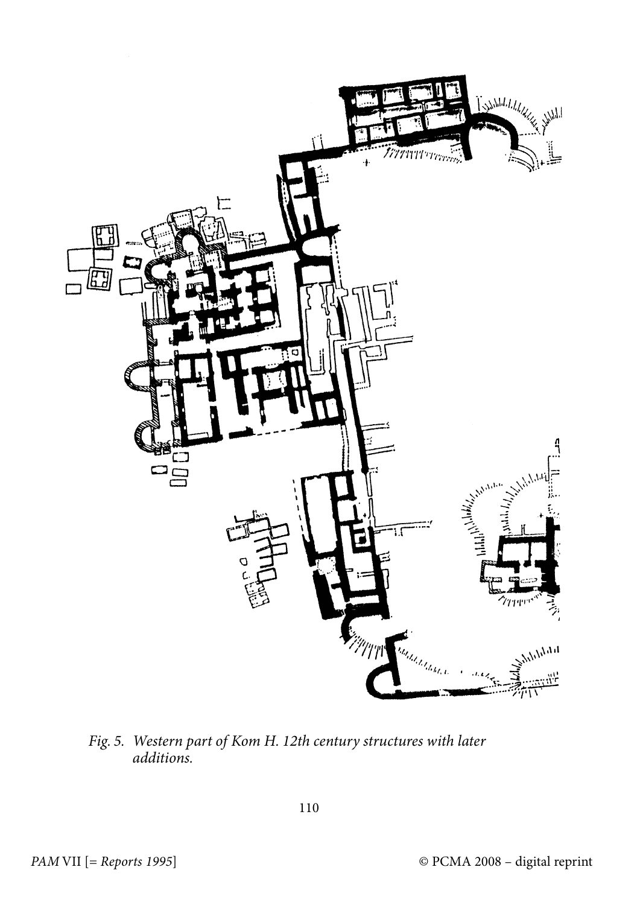*Fig. 5. Western part of Kom H. 12th century structures with later additions.*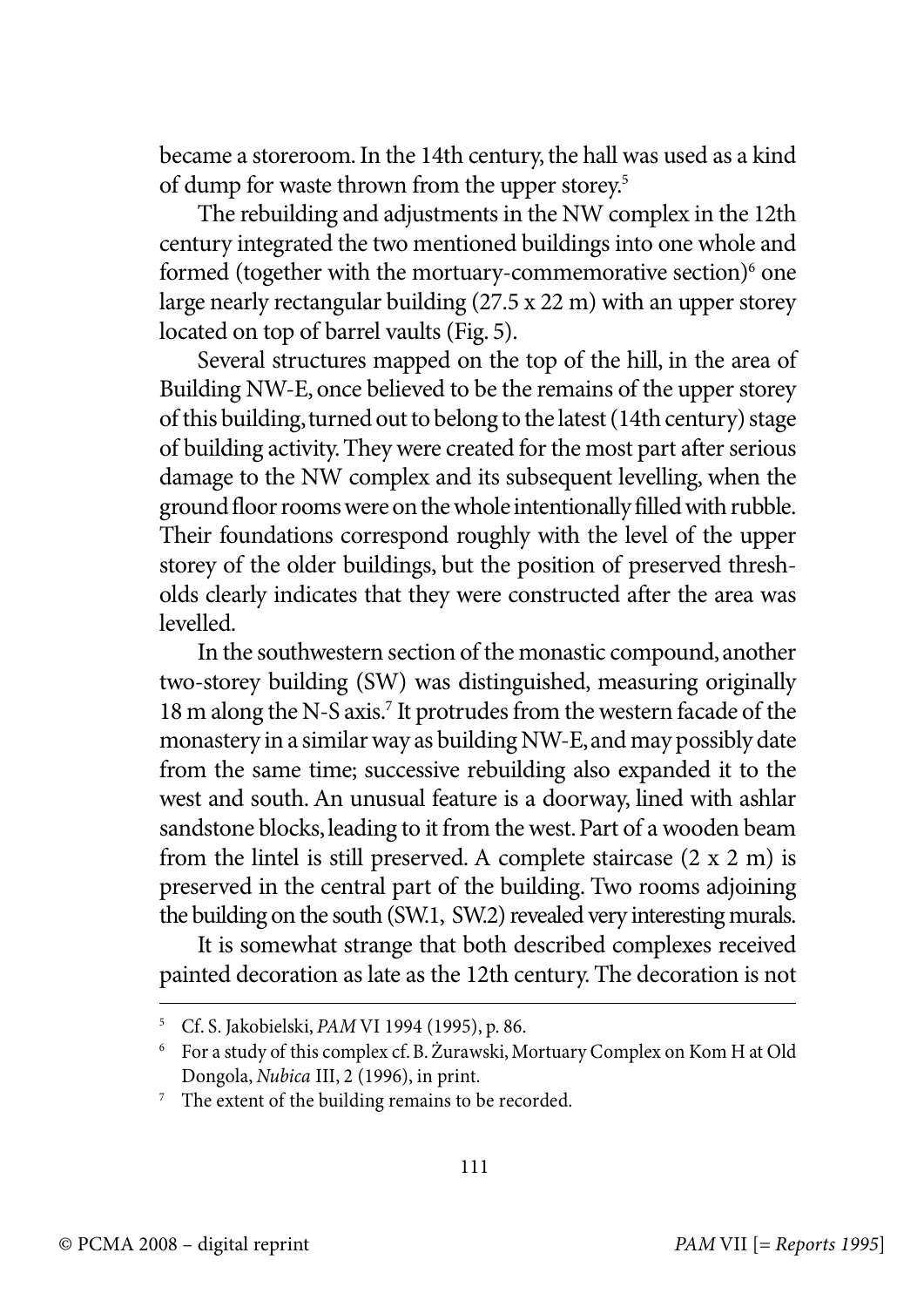became a storeroom. In the 14th century, the hall was used as a kind of dump for waste thrown from the upper storey.[5]

The rebuilding and adjustments in the NW complex in the 12th century integrated the two mentioned buildings into one whole and formed (together with the mortuary-commemorative section)[6] one large nearly rectangular building (27.5 x 22 m) with an upper storey located on top of barrel vaults (Fig. 5).

Several structures mapped on the top of the hill, in the area of Building NW-E, once believed to be the remains of the upper storey of this building, turned out to belong to the latest (14th century) stage of building activity. They were created for the most part after serious damage to the NW complex and its subsequent levelling, when the ground floor rooms were on the whole intentionally filled with rubble. Their foundations correspond roughly with the level of the upper storey of the older buildings, but the position of preserved thresholds clearly indicates that they were constructed after the area was levelled.

In the southwestern section of the monastic compound, another two-storey building (SW) was distinguished, measuring originally 18 m along the N-S axis.[7] It protrudes from the western facade of the monastery in a similar way as building NW-E, and may possibly date from the same time; successive rebuilding also expanded it to the west and south. An unusual feature is a doorway, lined with ashlar sandstone blocks, leading to it from the west. Part of a wooden beam from the lintel is still preserved. A complete staircase (2 x 2 m) is preserved in the central part of the building. Two rooms adjoining the building on the south (SW.1, SW.2) revealed very interesting murals.

It is somewhat strange that both described complexes received painted decoration as late as the 12th century. The decoration is not

---

[5] Cf. S. Jakobielski, *PAM* VI 1994 (1995), p. 86.

[6] For a study of this complex cf. B. Żurawski, Mortuary Complex on Kom H at Old Dongola, *Nubica* III, 2 (1996), in print.

[7] The extent of the building remains to be recorded.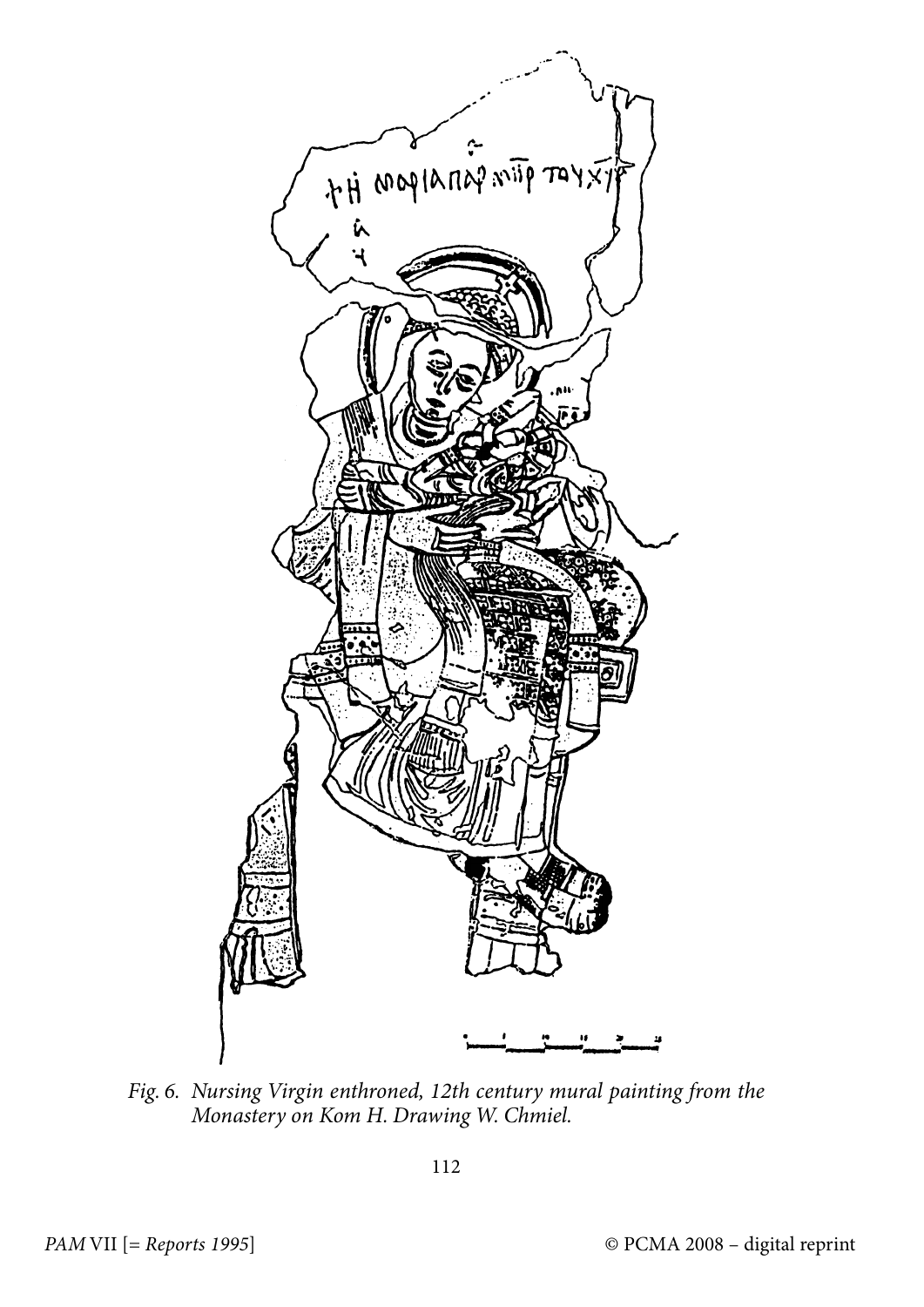*Fig. 6. Nursing Virgin enthroned, 12th century mural painting from the Monastery on Kom H. Drawing W. Chmiel.*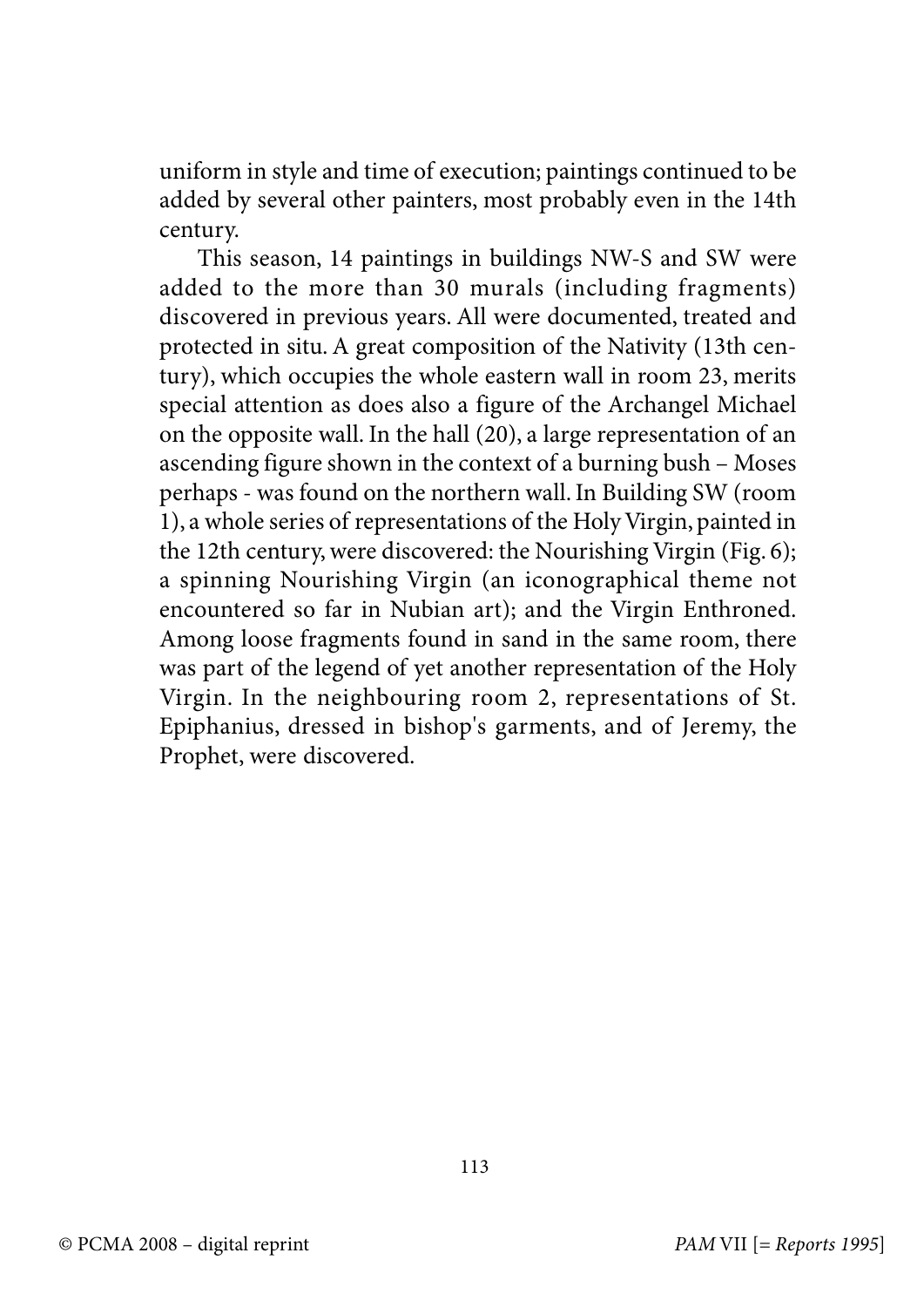uniform in style and time of execution; paintings continued to be added by several other painters, most probably even in the 14th century.

This season, 14 paintings in buildings NW-S and SW were added to the more than 30 murals (including fragments) discovered in previous years. All were documented, treated and protected in situ. A great composition of the Nativity (13th century), which occupies the whole eastern wall in room 23, merits special attention as does also a figure of the Archangel Michael on the opposite wall. In the hall (20), a large representation of an ascending figure shown in the context of a burning bush – Moses perhaps - was found on the northern wall. In Building SW (room 1), a whole series of representations of the Holy Virgin, painted in the 12th century, were discovered: the Nourishing Virgin (Fig. 6); a spinning Nourishing Virgin (an iconographical theme not encountered so far in Nubian art); and the Virgin Enthroned. Among loose fragments found in sand in the same room, there was part of the legend of yet another representation of the Holy Virgin. In the neighbouring room 2, representations of St. Epiphanius, dressed in bishop's garments, and of Jeremy, the Prophet, were discovered.